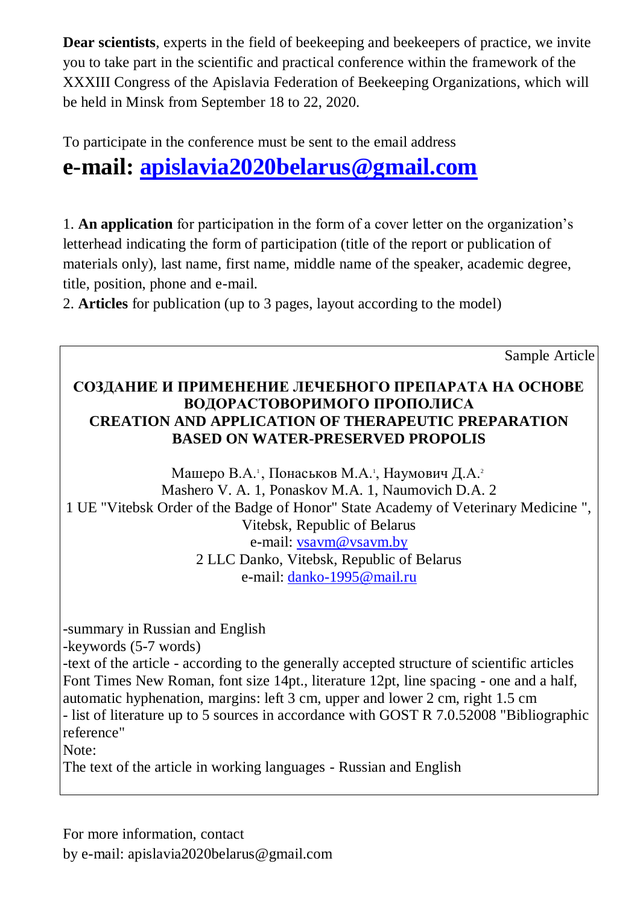**Dear scientists**, experts in the field of beekeeping and beekeepers of practice, we invite you to take part in the scientific and practical conference within the framework of the XXXIII Congress of the Apislavia Federation of Beekeeping Organizations, which will be held in Minsk from September 18 to 22, 2020.

To participate in the conference must be sent to the email address

# e-mail: apislavia2020belarus@gmail.com

1. **An application** for participation in the form of a cover letter on the organization's letterhead indicating the form of participation (title of the report or publication of materials only), last name, first name, middle name of the speaker, academic degree, title, position, phone and e-mail.
2. **Articles** for publication (up to 3 pages, layout according to the model)

Sample Article

**СОЗДАНИЕ И ПРИМЕНЕНИЕ ЛЕЧЕБНОГО ПРЕПАРАТА НА ОСНОВЕ ВОДОРАСТОВОРИМОГО ПРОПОЛИСА**
**CREATION AND APPLICATION OF THERAPEUTIC PREPARATION BASED ON WATER-PRESERVED PROPOLIS**

Машеро В.А.[1], Понаськов М.А.[1], Наумович Д.А.[2]
Mashero V. A. 1, Ponaskov M.A. 1, Naumovich D.A. 2
1 UE "Vitebsk Order of the Badge of Honor" State Academy of Veterinary Medicine ", Vitebsk, Republic of Belarus
e-mail: vsavm@vsavm.by
2 LLC Danko, Vitebsk, Republic of Belarus
e-mail: danko-1995@mail.ru

-summary in Russian and English
-keywords (5-7 words)
-text of the article - according to the generally accepted structure of scientific articles
Font Times New Roman, font size 14pt., literature 12pt, line spacing - one and a half, automatic hyphenation, margins: left 3 cm, upper and lower 2 cm, right 1.5 cm
- list of literature up to 5 sources in accordance with GOST R 7.0.52008 "Bibliographic reference"
Note:
The text of the article in working languages - Russian and English

For more information, contact
by e-mail: apislavia2020belarus@gmail.com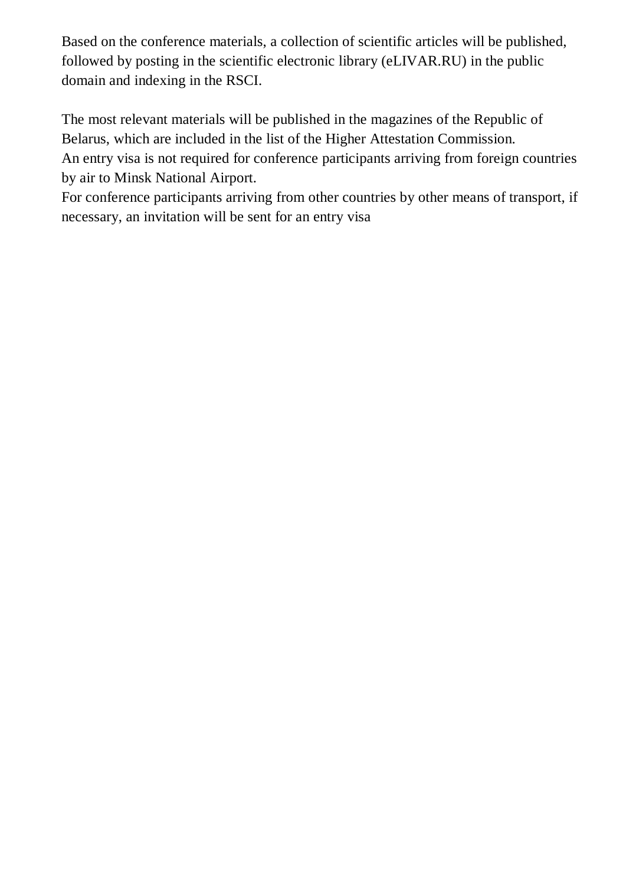Based on the conference materials, a collection of scientific articles will be published, followed by posting in the scientific electronic library (eLIVAR.RU) in the public domain and indexing in the RSCI.

The most relevant materials will be published in the magazines of the Republic of Belarus, which are included in the list of the Higher Attestation Commission.
An entry visa is not required for conference participants arriving from foreign countries by air to Minsk National Airport.
For conference participants arriving from other countries by other means of transport, if necessary, an invitation will be sent for an entry visa